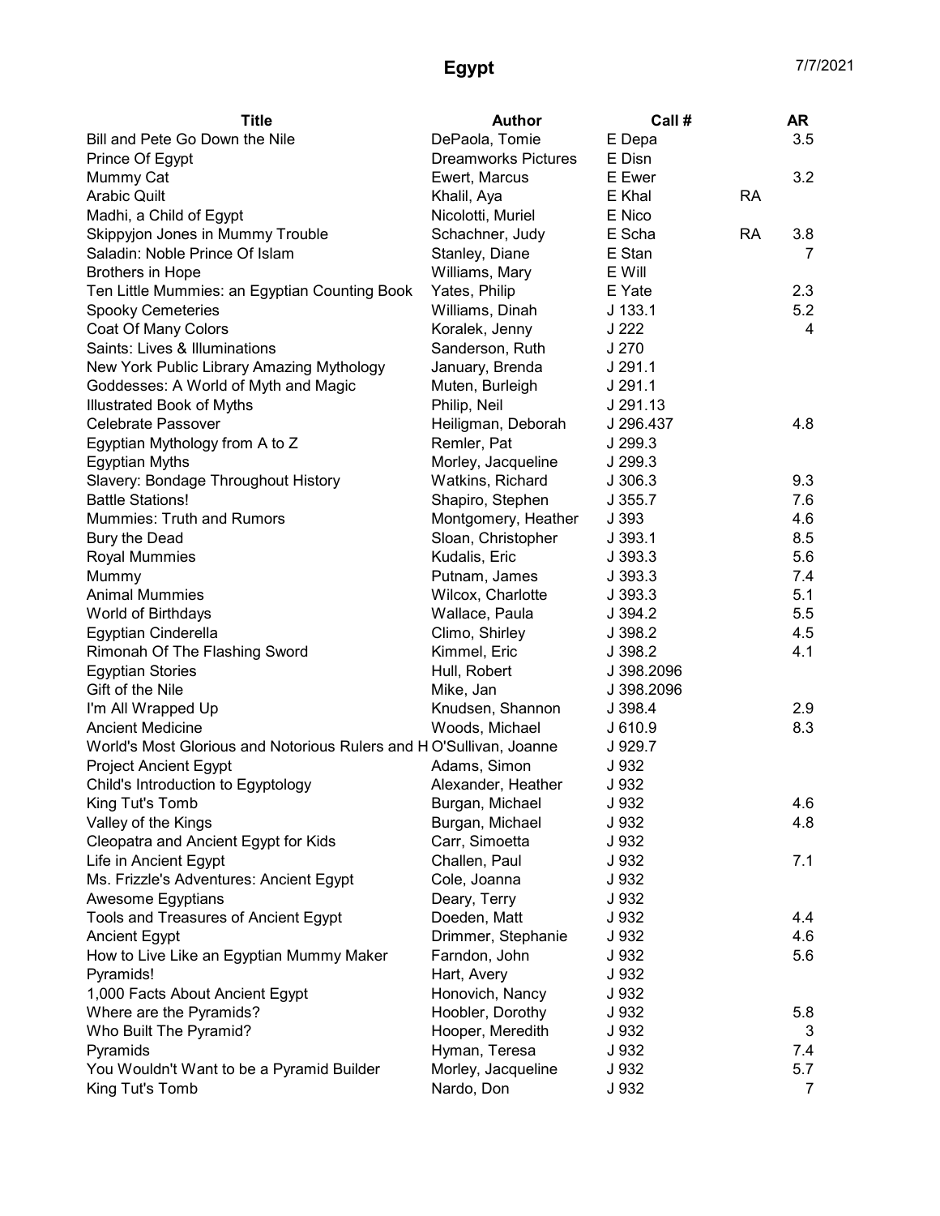# Egypt

7/7/2021

| Title | Author | Call # | | AR |
|---|---|---|---|---|
| Bill and Pete Go Down the Nile | DePaola, Tomie | E Depa | | 3.5 |
| Prince Of Egypt | Dreamworks Pictures | E Disn | | |
| Mummy Cat | Ewert, Marcus | E Ewer | | 3.2 |
| Arabic Quilt | Khalil, Aya | E Khal | RA | |
| Madhi, a Child of Egypt | Nicolotti, Muriel | E Nico | | |
| Skippyjon Jones in Mummy Trouble | Schachner, Judy | E Scha | RA | 3.8 |
| Saladin: Noble Prince Of Islam | Stanley, Diane | E Stan | | 7 |
| Brothers in Hope | Williams, Mary | E Will | | |
| Ten Little Mummies: an Egyptian Counting Book | Yates, Philip | E Yate | | 2.3 |
| Spooky Cemeteries | Williams, Dinah | J 133.1 | | 5.2 |
| Coat Of Many Colors | Koralek, Jenny | J 222 | | 4 |
| Saints: Lives & Illuminations | Sanderson, Ruth | J 270 | | |
| New York Public Library Amazing Mythology | January, Brenda | J 291.1 | | |
| Goddesses: A World of Myth and Magic | Muten, Burleigh | J 291.1 | | |
| Illustrated Book of Myths | Philip, Neil | J 291.13 | | |
| Celebrate Passover | Heiligman, Deborah | J 296.437 | | 4.8 |
| Egyptian Mythology from A to Z | Remler, Pat | J 299.3 | | |
| Egyptian Myths | Morley, Jacqueline | J 299.3 | | |
| Slavery: Bondage Throughout History | Watkins, Richard | J 306.3 | | 9.3 |
| Battle Stations! | Shapiro, Stephen | J 355.7 | | 7.6 |
| Mummies: Truth and Rumors | Montgomery, Heather | J 393 | | 4.6 |
| Bury the Dead | Sloan, Christopher | J 393.1 | | 8.5 |
| Royal Mummies | Kudalis, Eric | J 393.3 | | 5.6 |
| Mummy | Putnam, James | J 393.3 | | 7.4 |
| Animal Mummies | Wilcox, Charlotte | J 393.3 | | 5.1 |
| World of Birthdays | Wallace, Paula | J 394.2 | | 5.5 |
| Egyptian Cinderella | Climo, Shirley | J 398.2 | | 4.5 |
| Rimonah Of The Flashing Sword | Kimmel, Eric | J 398.2 | | 4.1 |
| Egyptian Stories | Hull, Robert | J 398.2096 | | |
| Gift of the Nile | Mike, Jan | J 398.2096 | | |
| I'm All Wrapped Up | Knudsen, Shannon | J 398.4 | | 2.9 |
| Ancient Medicine | Woods, Michael | J 610.9 | | 8.3 |
| World's Most Glorious and Notorious Rulers and H | O'Sullivan, Joanne | J 929.7 | | |
| Project Ancient Egypt | Adams, Simon | J 932 | | |
| Child's Introduction to Egyptology | Alexander, Heather | J 932 | | |
| King Tut's Tomb | Burgan, Michael | J 932 | | 4.6 |
| Valley of the Kings | Burgan, Michael | J 932 | | 4.8 |
| Cleopatra and Ancient Egypt for Kids | Carr, Simoetta | J 932 | | |
| Life in Ancient Egypt | Challen, Paul | J 932 | | 7.1 |
| Ms. Frizzle's Adventures: Ancient Egypt | Cole, Joanna | J 932 | | |
| Awesome Egyptians | Deary, Terry | J 932 | | |
| Tools and Treasures of Ancient Egypt | Doeden, Matt | J 932 | | 4.4 |
| Ancient Egypt | Drimmer, Stephanie | J 932 | | 4.6 |
| How to Live Like an Egyptian Mummy Maker | Farndon, John | J 932 | | 5.6 |
| Pyramids! | Hart, Avery | J 932 | | |
| 1,000 Facts About Ancient Egypt | Honovich, Nancy | J 932 | | |
| Where are the Pyramids? | Hoobler, Dorothy | J 932 | | 5.8 |
| Who Built The Pyramid? | Hooper, Meredith | J 932 | | 3 |
| Pyramids | Hyman, Teresa | J 932 | | 7.4 |
| You Wouldn't Want to be a Pyramid Builder | Morley, Jacqueline | J 932 | | 5.7 |
| King Tut's Tomb | Nardo, Don | J 932 | | 7 |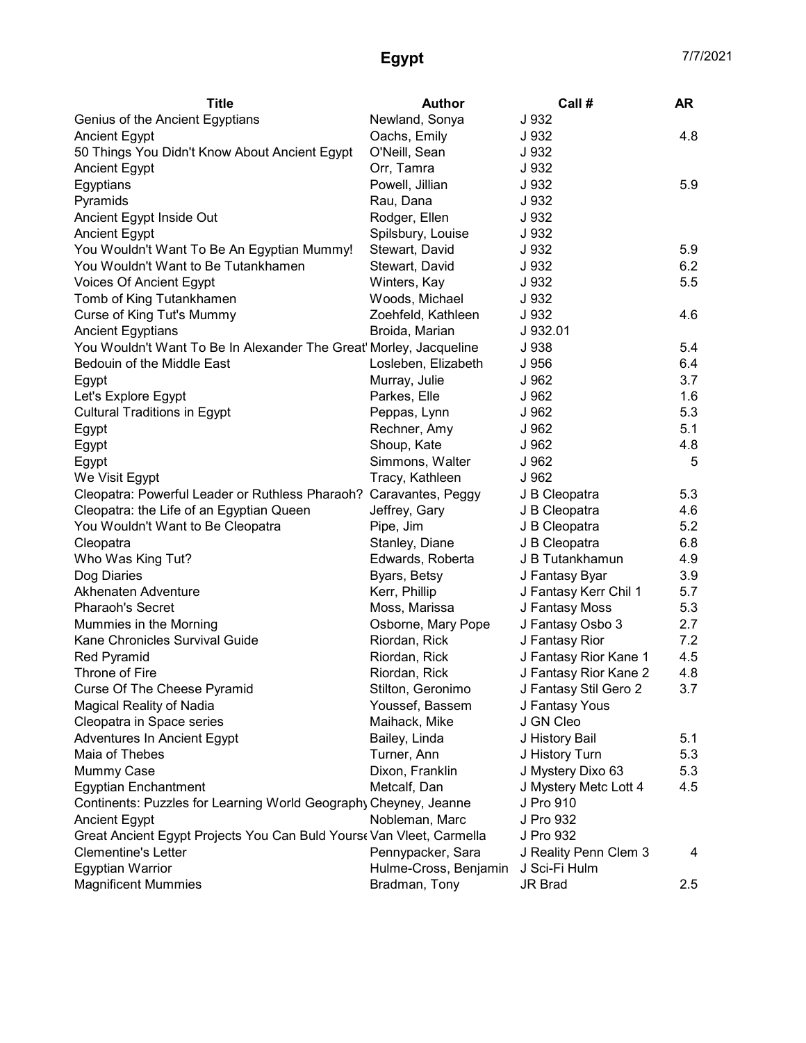# Egypt

7/7/2021

| Title | Author | Call # | AR |
|---|---|---|---|
| Genius of the Ancient Egyptians | Newland, Sonya | J 932 | |
| Ancient Egypt | Oachs, Emily | J 932 | 4.8 |
| 50 Things You Didn't Know About Ancient Egypt | O'Neill, Sean | J 932 | |
| Ancient Egypt | Orr, Tamra | J 932 | |
| Egyptians | Powell, Jillian | J 932 | 5.9 |
| Pyramids | Rau, Dana | J 932 | |
| Ancient Egypt Inside Out | Rodger, Ellen | J 932 | |
| Ancient Egypt | Spilsbury, Louise | J 932 | |
| You Wouldn't Want To Be An Egyptian Mummy! | Stewart, David | J 932 | 5.9 |
| You Wouldn't Want to Be Tutankhamen | Stewart, David | J 932 | 6.2 |
| Voices Of Ancient Egypt | Winters, Kay | J 932 | 5.5 |
| Tomb of King Tutankhamen | Woods, Michael | J 932 | |
| Curse of King Tut's Mummy | Zoehfeld, Kathleen | J 932 | 4.6 |
| Ancient Egyptians | Broida, Marian | J 932.01 | |
| You Wouldn't Want To Be In Alexander The Great' | Morley, Jacqueline | J 938 | 5.4 |
| Bedouin of the Middle East | Losleben, Elizabeth | J 956 | 6.4 |
| Egypt | Murray, Julie | J 962 | 3.7 |
| Let's Explore Egypt | Parkes, Elle | J 962 | 1.6 |
| Cultural Traditions in Egypt | Peppas, Lynn | J 962 | 5.3 |
| Egypt | Rechner, Amy | J 962 | 5.1 |
| Egypt | Shoup, Kate | J 962 | 4.8 |
| Egypt | Simmons, Walter | J 962 | 5 |
| We Visit Egypt | Tracy, Kathleen | J 962 | |
| Cleopatra: Powerful Leader or Ruthless Pharaoh? | Caravantes, Peggy | J B Cleopatra | 5.3 |
| Cleopatra: the Life of an Egyptian Queen | Jeffrey, Gary | J B Cleopatra | 4.6 |
| You Wouldn't Want to Be Cleopatra | Pipe, Jim | J B Cleopatra | 5.2 |
| Cleopatra | Stanley, Diane | J B Cleopatra | 6.8 |
| Who Was King Tut? | Edwards, Roberta | J B Tutankhamun | 4.9 |
| Dog Diaries | Byars, Betsy | J Fantasy Byar | 3.9 |
| Akhenaten Adventure | Kerr, Phillip | J Fantasy Kerr Chil 1 | 5.7 |
| Pharaoh's Secret | Moss, Marissa | J Fantasy Moss | 5.3 |
| Mummies in the Morning | Osborne, Mary Pope | J Fantasy Osbo 3 | 2.7 |
| Kane Chronicles Survival Guide | Riordan, Rick | J Fantasy Rior | 7.2 |
| Red Pyramid | Riordan, Rick | J Fantasy Rior Kane 1 | 4.5 |
| Throne of Fire | Riordan, Rick | J Fantasy Rior Kane 2 | 4.8 |
| Curse Of The Cheese Pyramid | Stilton, Geronimo | J Fantasy Stil Gero 2 | 3.7 |
| Magical Reality of Nadia | Youssef, Bassem | J Fantasy Yous | |
| Cleopatra in Space series | Maihack, Mike | J GN Cleo | |
| Adventures In Ancient Egypt | Bailey, Linda | J History Bail | 5.1 |
| Maia of Thebes | Turner, Ann | J History Turn | 5.3 |
| Mummy Case | Dixon, Franklin | J Mystery Dixo 63 | 5.3 |
| Egyptian Enchantment | Metcalf, Dan | J Mystery Metc Lott 4 | 4.5 |
| Continents: Puzzles for Learning World Geography | Cheyney, Jeanne | J Pro 910 | |
| Ancient Egypt | Nobleman, Marc | J Pro 932 | |
| Great Ancient Egypt Projects You Can Buld Yourse | Van Vleet, Carmella | J Pro 932 | |
| Clementine's Letter | Pennypacker, Sara | J Reality Penn Clem 3 | 4 |
| Egyptian Warrior | Hulme-Cross, Benjamin | J Sci-Fi Hulm | |
| Magnificent Mummies | Bradman, Tony | JR Brad | 2.5 |